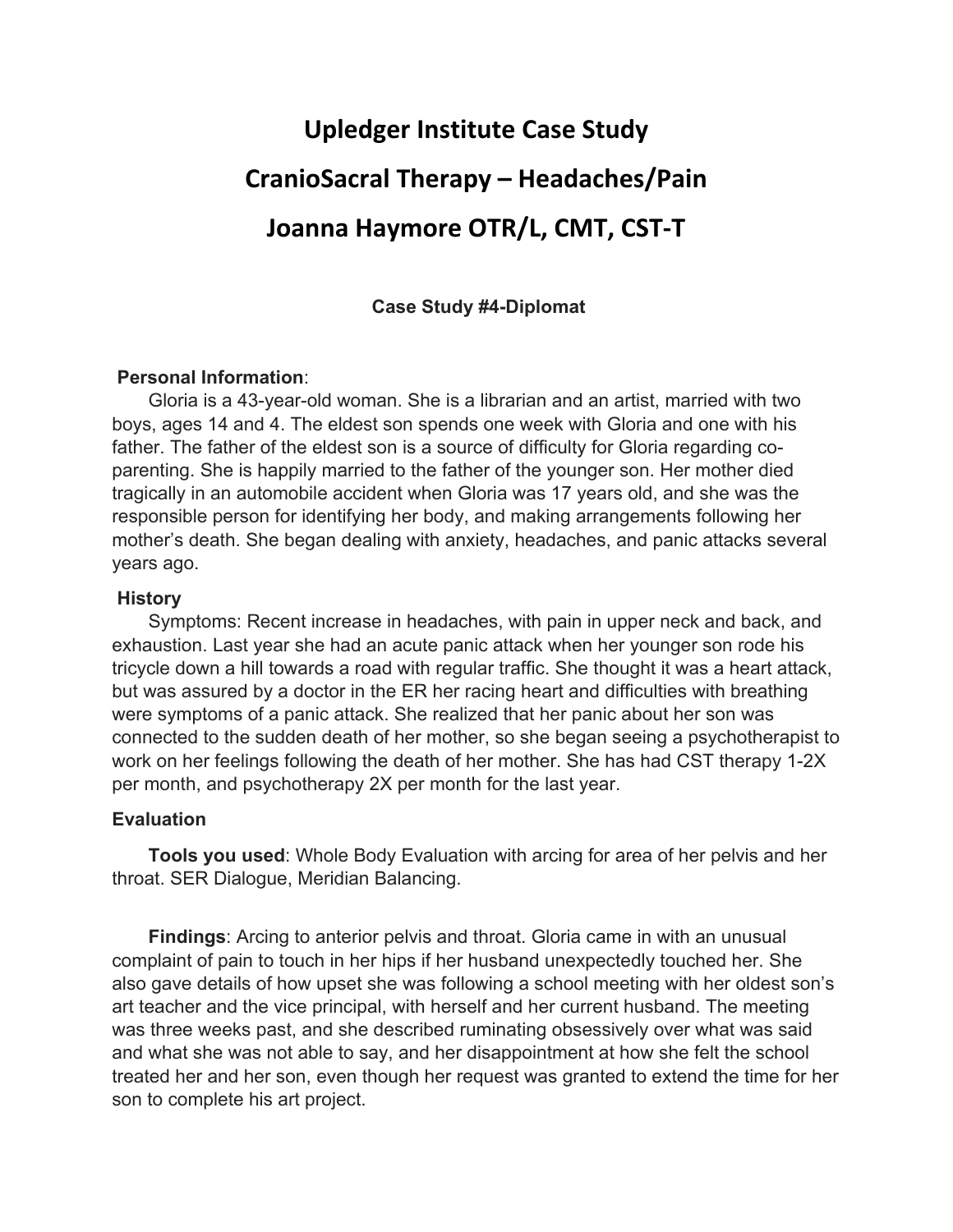# Upledger Institute Case Study

# CranioSacral Therapy – Headaches/Pain

# Joanna Haymore OTR/L, CMT, CST-T

### Case Study #4-Diplomat

**Personal Information**:

Gloria is a 43-year-old woman. She is a librarian and an artist, married with two boys, ages 14 and 4. The eldest son spends one week with Gloria and one with his father. The father of the eldest son is a source of difficulty for Gloria regarding co-parenting. She is happily married to the father of the younger son. Her mother died tragically in an automobile accident when Gloria was 17 years old, and she was the responsible person for identifying her body, and making arrangements following her mother's death. She began dealing with anxiety, headaches, and panic attacks several years ago.

**History**

Symptoms: Recent increase in headaches, with pain in upper neck and back, and exhaustion. Last year she had an acute panic attack when her younger son rode his tricycle down a hill towards a road with regular traffic. She thought it was a heart attack, but was assured by a doctor in the ER her racing heart and difficulties with breathing were symptoms of a panic attack. She realized that her panic about her son was connected to the sudden death of her mother, so she began seeing a psychotherapist to work on her feelings following the death of her mother. She has had CST therapy 1-2X per month, and psychotherapy 2X per month for the last year.

**Evaluation**

**Tools you used**: Whole Body Evaluation with arcing for area of her pelvis and her throat. SER Dialogue, Meridian Balancing.

**Findings**: Arcing to anterior pelvis and throat. Gloria came in with an unusual complaint of pain to touch in her hips if her husband unexpectedly touched her. She also gave details of how upset she was following a school meeting with her oldest son's art teacher and the vice principal, with herself and her current husband. The meeting was three weeks past, and she described ruminating obsessively over what was said and what she was not able to say, and her disappointment at how she felt the school treated her and her son, even though her request was granted to extend the time for her son to complete his art project.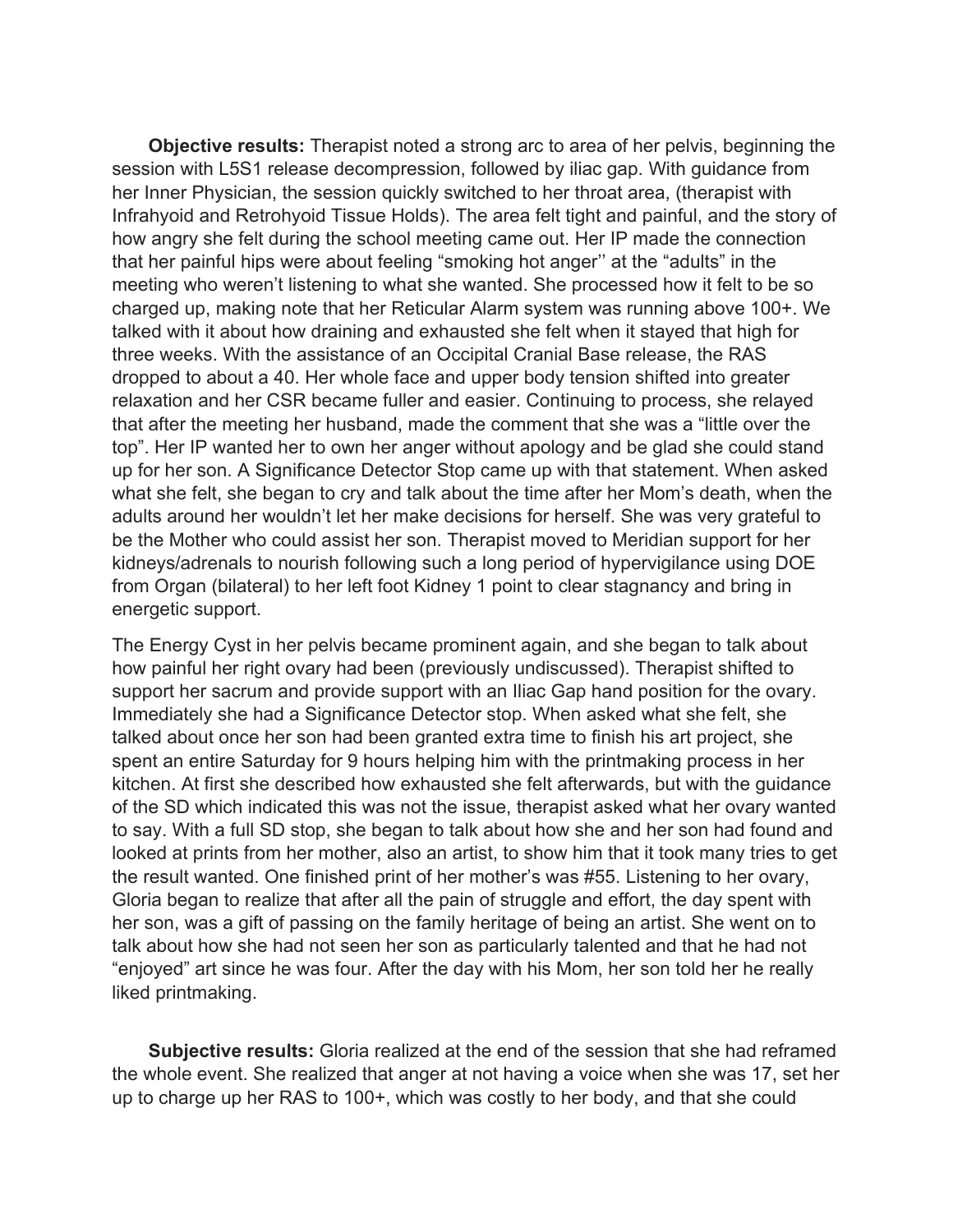**Objective results:** Therapist noted a strong arc to area of her pelvis, beginning the session with L5S1 release decompression, followed by iliac gap. With guidance from her Inner Physician, the session quickly switched to her throat area, (therapist with Infrahyoid and Retrohyoid Tissue Holds). The area felt tight and painful, and the story of how angry she felt during the school meeting came out. Her IP made the connection that her painful hips were about feeling "smoking hot anger'' at the "adults" in the meeting who weren't listening to what she wanted. She processed how it felt to be so charged up, making note that her Reticular Alarm system was running above 100+. We talked with it about how draining and exhausted she felt when it stayed that high for three weeks. With the assistance of an Occipital Cranial Base release, the RAS dropped to about a 40. Her whole face and upper body tension shifted into greater relaxation and her CSR became fuller and easier. Continuing to process, she relayed that after the meeting her husband, made the comment that she was a "little over the top". Her IP wanted her to own her anger without apology and be glad she could stand up for her son. A Significance Detector Stop came up with that statement. When asked what she felt, she began to cry and talk about the time after her Mom's death, when the adults around her wouldn't let her make decisions for herself. She was very grateful to be the Mother who could assist her son. Therapist moved to Meridian support for her kidneys/adrenals to nourish following such a long period of hypervigilance using DOE from Organ (bilateral) to her left foot Kidney 1 point to clear stagnancy and bring in energetic support.

The Energy Cyst in her pelvis became prominent again, and she began to talk about how painful her right ovary had been (previously undiscussed). Therapist shifted to support her sacrum and provide support with an Iliac Gap hand position for the ovary. Immediately she had a Significance Detector stop. When asked what she felt, she talked about once her son had been granted extra time to finish his art project, she spent an entire Saturday for 9 hours helping him with the printmaking process in her kitchen. At first she described how exhausted she felt afterwards, but with the guidance of the SD which indicated this was not the issue, therapist asked what her ovary wanted to say. With a full SD stop, she began to talk about how she and her son had found and looked at prints from her mother, also an artist, to show him that it took many tries to get the result wanted. One finished print of her mother's was #55. Listening to her ovary, Gloria began to realize that after all the pain of struggle and effort, the day spent with her son, was a gift of passing on the family heritage of being an artist. She went on to talk about how she had not seen her son as particularly talented and that he had not "enjoyed" art since he was four. After the day with his Mom, her son told her he really liked printmaking.

**Subjective results:** Gloria realized at the end of the session that she had reframed the whole event. She realized that anger at not having a voice when she was 17, set her up to charge up her RAS to 100+, which was costly to her body, and that she could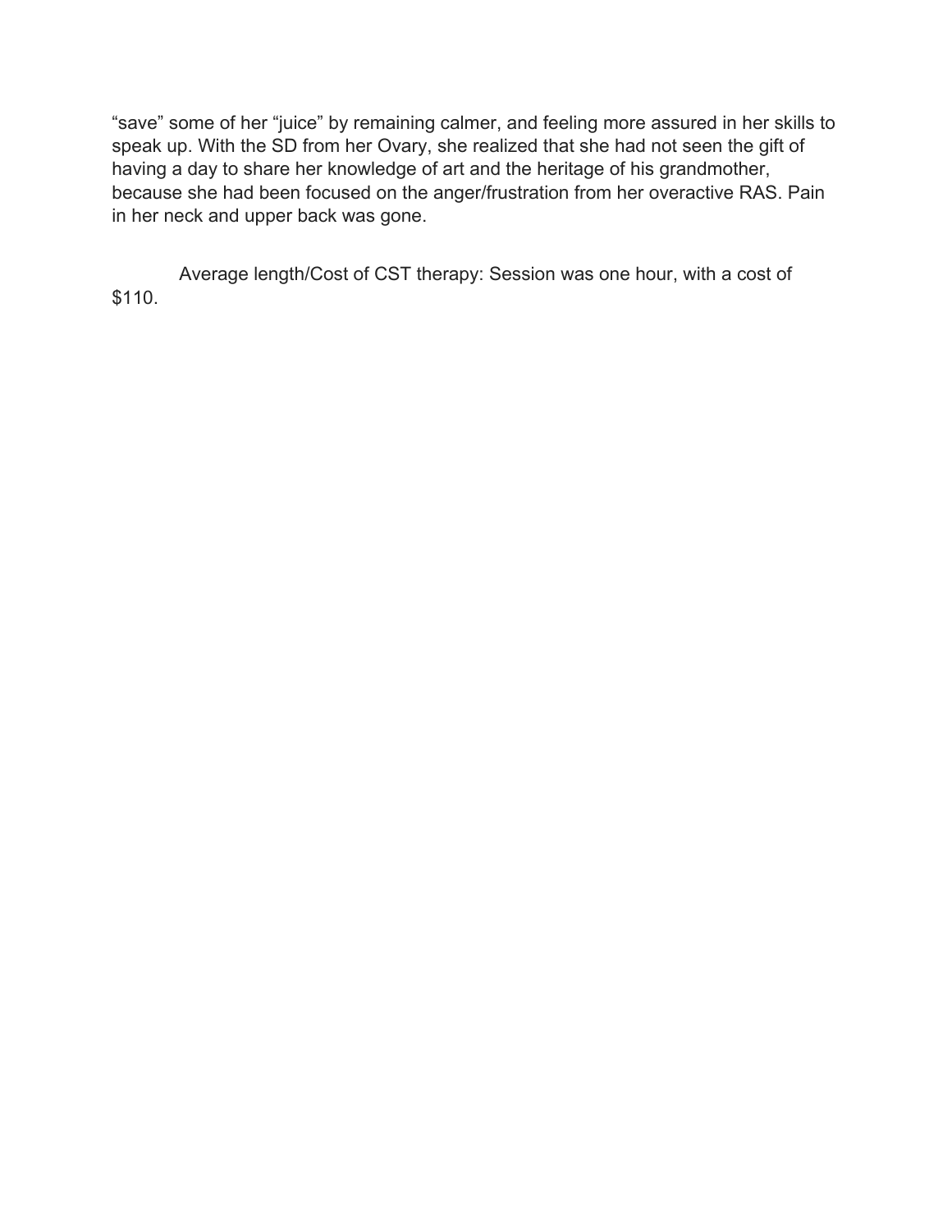“save” some of her “juice” by remaining calmer, and feeling more assured in her skills to speak up. With the SD from her Ovary, she realized that she had not seen the gift of having a day to share her knowledge of art and the heritage of his grandmother, because she had been focused on the anger/frustration from her overactive RAS. Pain in her neck and upper back was gone.

Average length/Cost of CST therapy: Session was one hour, with a cost of $110.